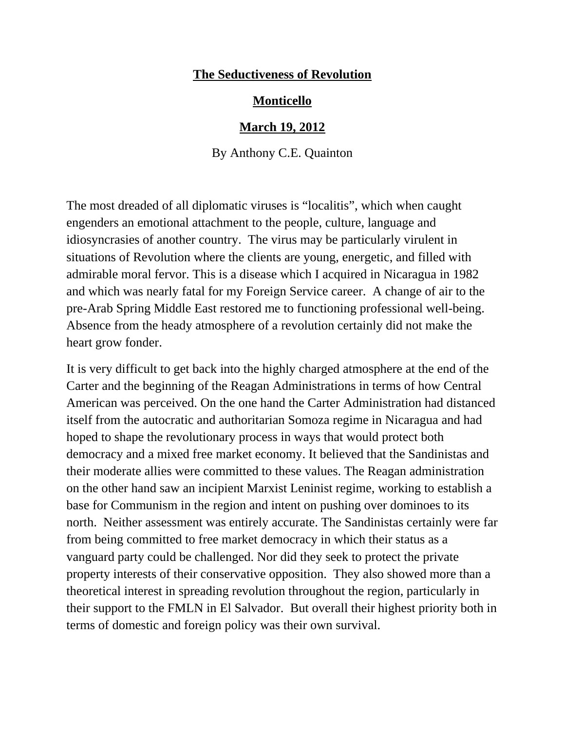**The Seductiveness of Revolution**

**Monticello**

**March 19, 2012**

By Anthony C.E. Quainton

The most dreaded of all diplomatic viruses is “localitis”, which when caught engenders an emotional attachment to the people, culture, language and idiosyncrasies of another country. The virus may be particularly virulent in situations of Revolution where the clients are young, energetic, and filled with admirable moral fervor. This is a disease which I acquired in Nicaragua in 1982 and which was nearly fatal for my Foreign Service career. A change of air to the pre-Arab Spring Middle East restored me to functioning professional well-being. Absence from the heady atmosphere of a revolution certainly did not make the heart grow fonder.

It is very difficult to get back into the highly charged atmosphere at the end of the Carter and the beginning of the Reagan Administrations in terms of how Central American was perceived. On the one hand the Carter Administration had distanced itself from the autocratic and authoritarian Somoza regime in Nicaragua and had hoped to shape the revolutionary process in ways that would protect both democracy and a mixed free market economy. It believed that the Sandinistas and their moderate allies were committed to these values. The Reagan administration on the other hand saw an incipient Marxist Leninist regime, working to establish a base for Communism in the region and intent on pushing over dominoes to its north. Neither assessment was entirely accurate. The Sandinistas certainly were far from being committed to free market democracy in which their status as a vanguard party could be challenged. Nor did they seek to protect the private property interests of their conservative opposition. They also showed more than a theoretical interest in spreading revolution throughout the region, particularly in their support to the FMLN in El Salvador. But overall their highest priority both in terms of domestic and foreign policy was their own survival.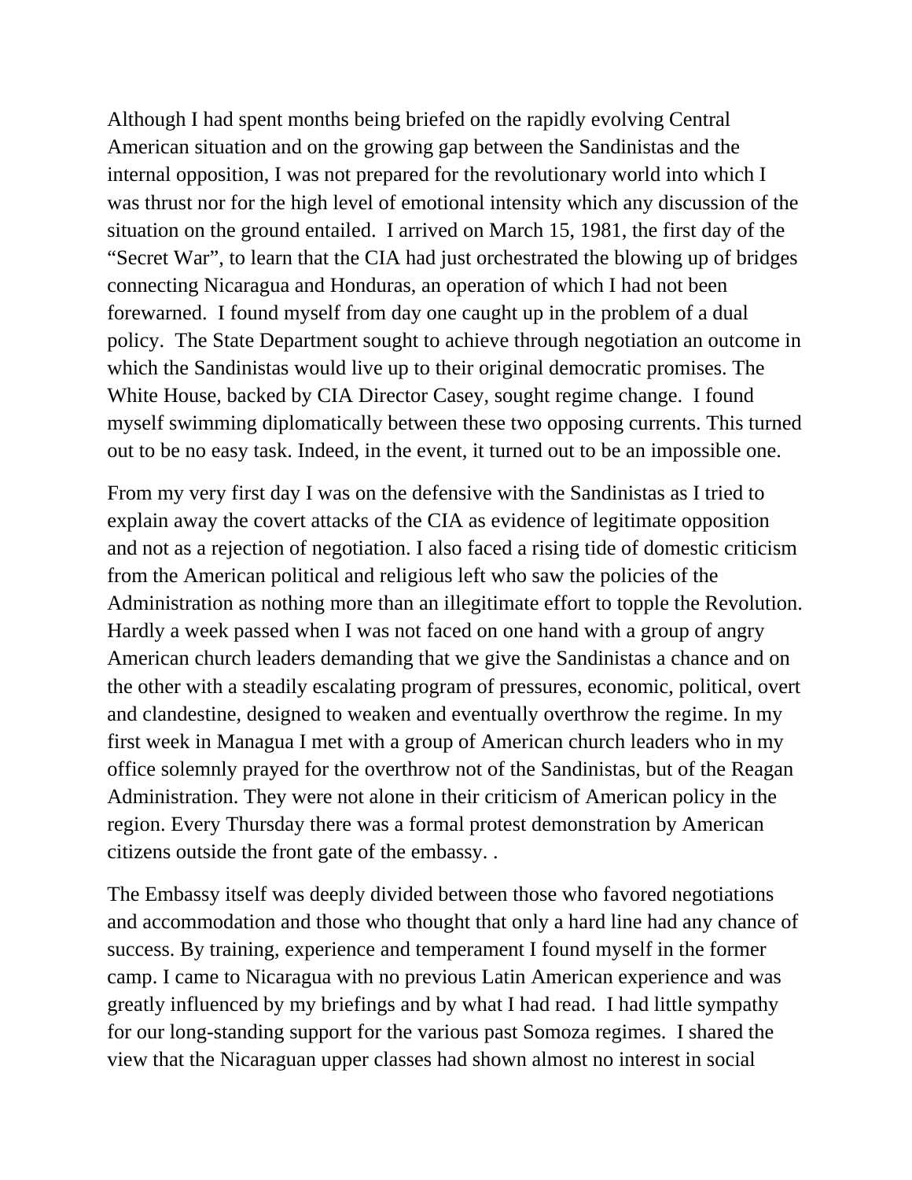Although I had spent months being briefed on the rapidly evolving Central American situation and on the growing gap between the Sandinistas and the internal opposition, I was not prepared for the revolutionary world into which I was thrust nor for the high level of emotional intensity which any discussion of the situation on the ground entailed. I arrived on March 15, 1981, the first day of the "Secret War", to learn that the CIA had just orchestrated the blowing up of bridges connecting Nicaragua and Honduras, an operation of which I had not been forewarned. I found myself from day one caught up in the problem of a dual policy. The State Department sought to achieve through negotiation an outcome in which the Sandinistas would live up to their original democratic promises. The White House, backed by CIA Director Casey, sought regime change. I found myself swimming diplomatically between these two opposing currents. This turned out to be no easy task. Indeed, in the event, it turned out to be an impossible one.

From my very first day I was on the defensive with the Sandinistas as I tried to explain away the covert attacks of the CIA as evidence of legitimate opposition and not as a rejection of negotiation. I also faced a rising tide of domestic criticism from the American political and religious left who saw the policies of the Administration as nothing more than an illegitimate effort to topple the Revolution. Hardly a week passed when I was not faced on one hand with a group of angry American church leaders demanding that we give the Sandinistas a chance and on the other with a steadily escalating program of pressures, economic, political, overt and clandestine, designed to weaken and eventually overthrow the regime. In my first week in Managua I met with a group of American church leaders who in my office solemnly prayed for the overthrow not of the Sandinistas, but of the Reagan Administration. They were not alone in their criticism of American policy in the region. Every Thursday there was a formal protest demonstration by American citizens outside the front gate of the embassy. .

The Embassy itself was deeply divided between those who favored negotiations and accommodation and those who thought that only a hard line had any chance of success. By training, experience and temperament I found myself in the former camp. I came to Nicaragua with no previous Latin American experience and was greatly influenced by my briefings and by what I had read. I had little sympathy for our long-standing support for the various past Somoza regimes. I shared the view that the Nicaraguan upper classes had shown almost no interest in social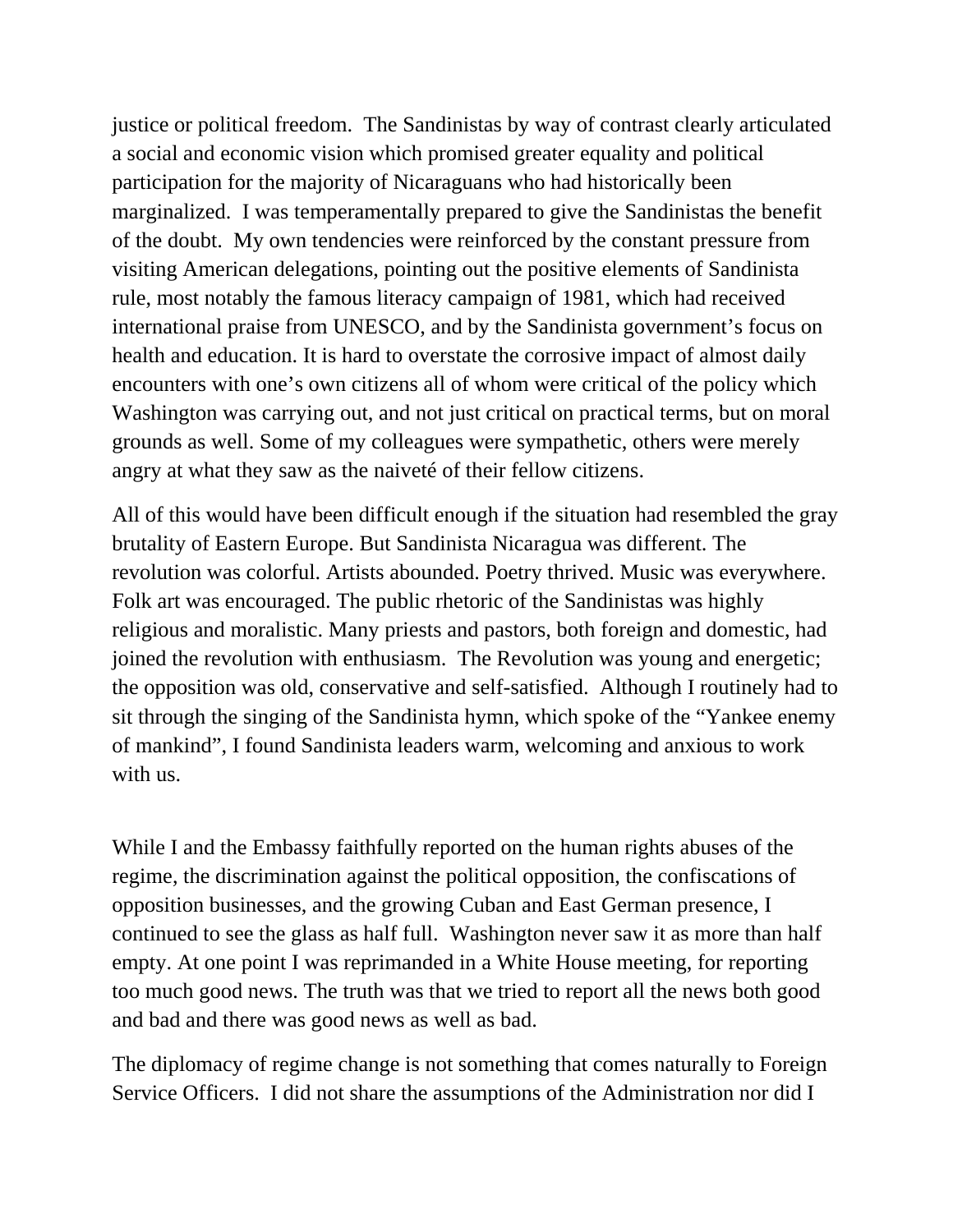justice or political freedom. The Sandinistas by way of contrast clearly articulated a social and economic vision which promised greater equality and political participation for the majority of Nicaraguans who had historically been marginalized. I was temperamentally prepared to give the Sandinistas the benefit of the doubt. My own tendencies were reinforced by the constant pressure from visiting American delegations, pointing out the positive elements of Sandinista rule, most notably the famous literacy campaign of 1981, which had received international praise from UNESCO, and by the Sandinista government's focus on health and education. It is hard to overstate the corrosive impact of almost daily encounters with one's own citizens all of whom were critical of the policy which Washington was carrying out, and not just critical on practical terms, but on moral grounds as well. Some of my colleagues were sympathetic, others were merely angry at what they saw as the naiveté of their fellow citizens.

All of this would have been difficult enough if the situation had resembled the gray brutality of Eastern Europe. But Sandinista Nicaragua was different. The revolution was colorful. Artists abounded. Poetry thrived. Music was everywhere. Folk art was encouraged. The public rhetoric of the Sandinistas was highly religious and moralistic. Many priests and pastors, both foreign and domestic, had joined the revolution with enthusiasm. The Revolution was young and energetic; the opposition was old, conservative and self-satisfied. Although I routinely had to sit through the singing of the Sandinista hymn, which spoke of the "Yankee enemy of mankind", I found Sandinista leaders warm, welcoming and anxious to work with us.

While I and the Embassy faithfully reported on the human rights abuses of the regime, the discrimination against the political opposition, the confiscations of opposition businesses, and the growing Cuban and East German presence, I continued to see the glass as half full. Washington never saw it as more than half empty. At one point I was reprimanded in a White House meeting, for reporting too much good news. The truth was that we tried to report all the news both good and bad and there was good news as well as bad.

The diplomacy of regime change is not something that comes naturally to Foreign Service Officers. I did not share the assumptions of the Administration nor did I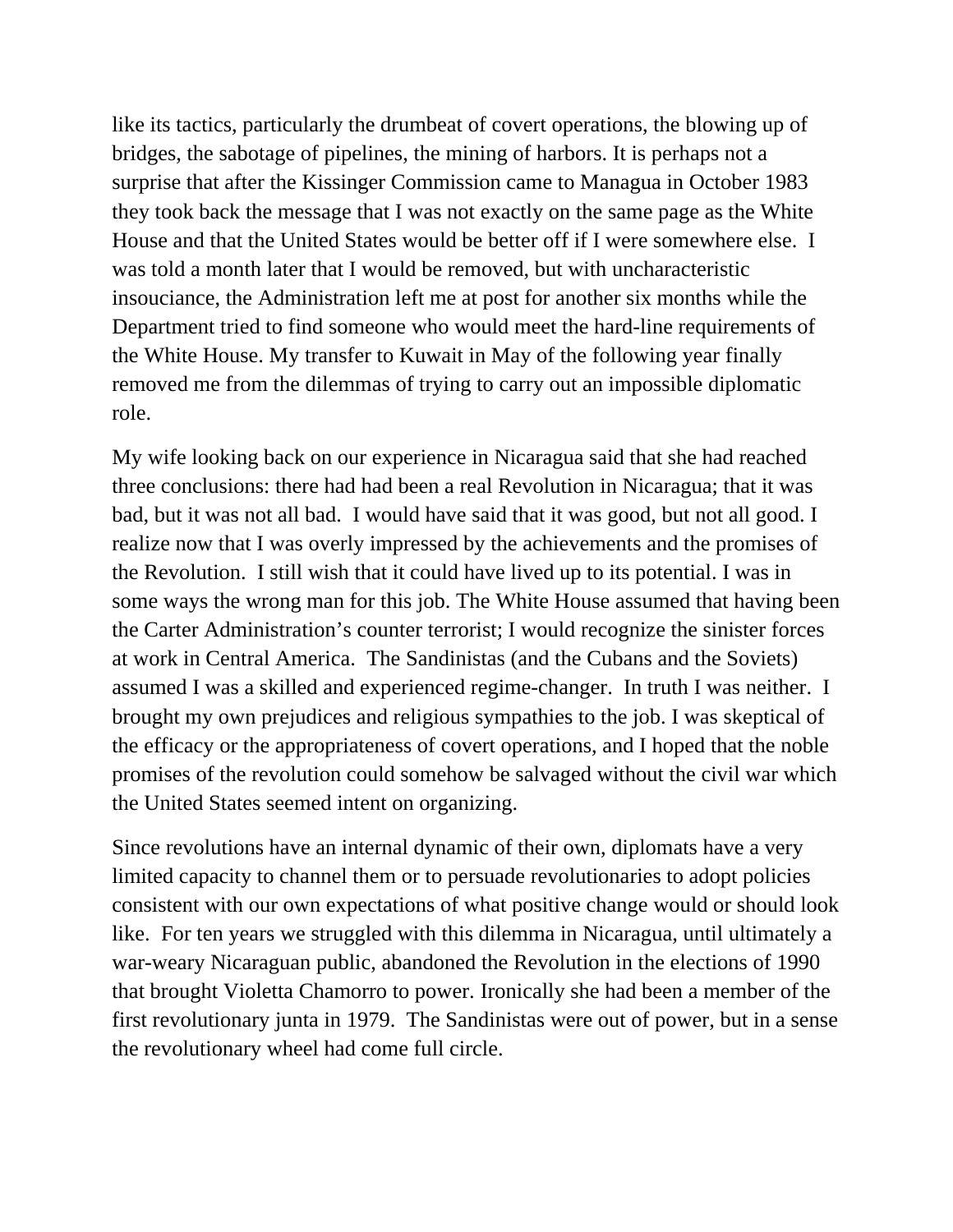like its tactics, particularly the drumbeat of covert operations, the blowing up of bridges, the sabotage of pipelines, the mining of harbors. It is perhaps not a surprise that after the Kissinger Commission came to Managua in October 1983 they took back the message that I was not exactly on the same page as the White House and that the United States would be better off if I were somewhere else. I was told a month later that I would be removed, but with uncharacteristic insouciance, the Administration left me at post for another six months while the Department tried to find someone who would meet the hard-line requirements of the White House. My transfer to Kuwait in May of the following year finally removed me from the dilemmas of trying to carry out an impossible diplomatic role.

My wife looking back on our experience in Nicaragua said that she had reached three conclusions: there had had been a real Revolution in Nicaragua; that it was bad, but it was not all bad. I would have said that it was good, but not all good. I realize now that I was overly impressed by the achievements and the promises of the Revolution. I still wish that it could have lived up to its potential. I was in some ways the wrong man for this job. The White House assumed that having been the Carter Administration's counter terrorist; I would recognize the sinister forces at work in Central America. The Sandinistas (and the Cubans and the Soviets) assumed I was a skilled and experienced regime-changer. In truth I was neither. I brought my own prejudices and religious sympathies to the job. I was skeptical of the efficacy or the appropriateness of covert operations, and I hoped that the noble promises of the revolution could somehow be salvaged without the civil war which the United States seemed intent on organizing.

Since revolutions have an internal dynamic of their own, diplomats have a very limited capacity to channel them or to persuade revolutionaries to adopt policies consistent with our own expectations of what positive change would or should look like. For ten years we struggled with this dilemma in Nicaragua, until ultimately a war-weary Nicaraguan public, abandoned the Revolution in the elections of 1990 that brought Violetta Chamorro to power. Ironically she had been a member of the first revolutionary junta in 1979. The Sandinistas were out of power, but in a sense the revolutionary wheel had come full circle.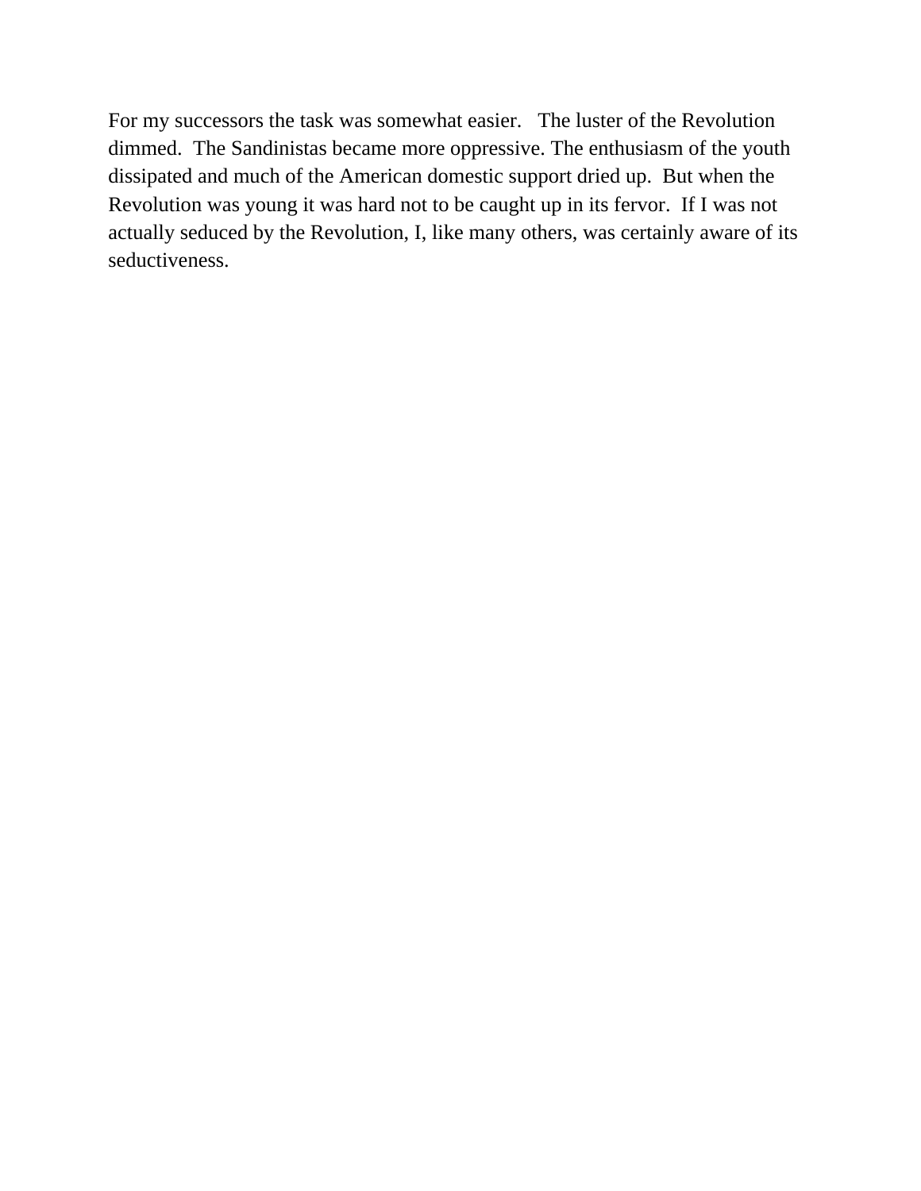For my successors the task was somewhat easier. The luster of the Revolution dimmed. The Sandinistas became more oppressive. The enthusiasm of the youth dissipated and much of the American domestic support dried up. But when the Revolution was young it was hard not to be caught up in its fervor. If I was not actually seduced by the Revolution, I, like many others, was certainly aware of its seductiveness.